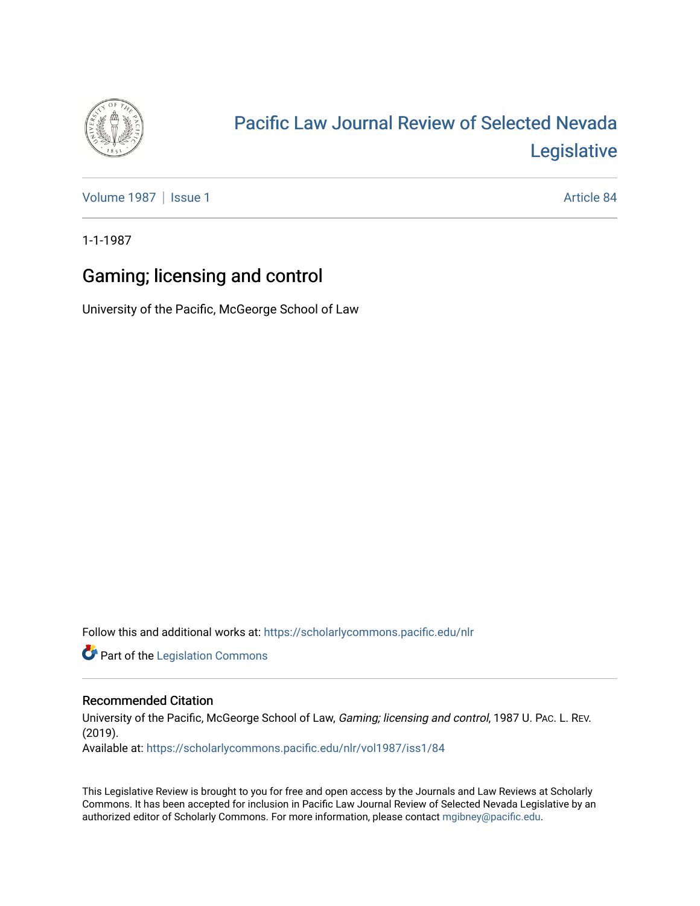# Pacific Law Journal Review of Selected Nevada Legislative

Volume 1987 | Issue 1 — Article 84

1-1-1987

## Gaming; licensing and control

University of the Pacific, McGeorge School of Law

Follow this and additional works at: https://scholarlycommons.pacific.edu/nlr

Part of the Legislation Commons

### Recommended Citation

University of the Pacific, McGeorge School of Law, *Gaming; licensing and control*, 1987 U. Pac. L. Rev. (2019).

Available at: https://scholarlycommons.pacific.edu/nlr/vol1987/iss1/84

This Legislative Review is brought to you for free and open access by the Journals and Law Reviews at Scholarly Commons. It has been accepted for inclusion in Pacific Law Journal Review of Selected Nevada Legislative by an authorized editor of Scholarly Commons. For more information, please contact mgibney@pacific.edu.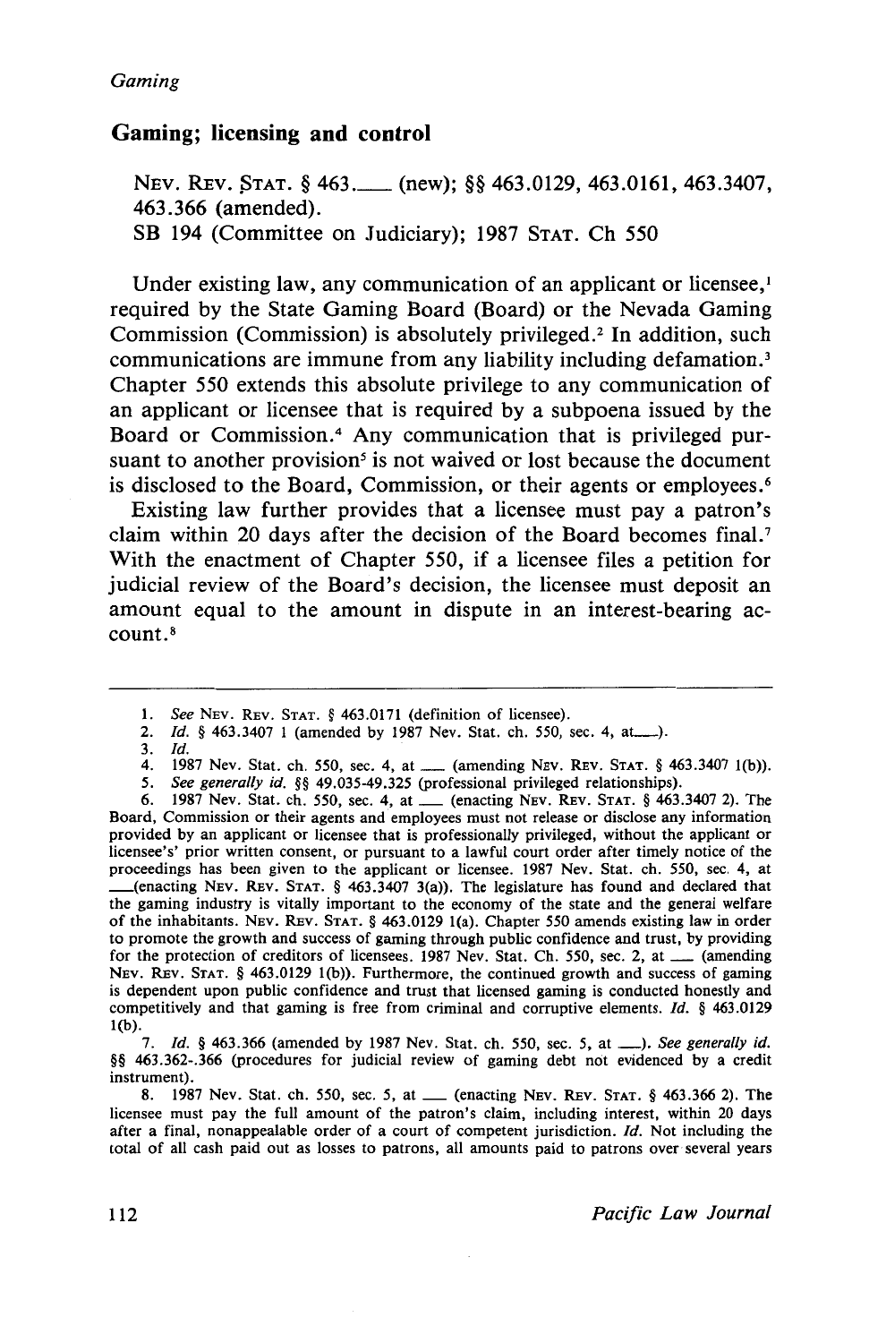## Gaming; licensing and control

NEV. REV. STAT. § 463.___ (new); §§ 463.0129, 463.0161, 463.3407, 463.366 (amended).
SB 194 (Committee on Judiciary); 1987 STAT. Ch 550

Under existing law, any communication of an applicant or licensee,[1] required by the State Gaming Board (Board) or the Nevada Gaming Commission (Commission) is absolutely privileged.[2] In addition, such communications are immune from any liability including defamation.[3] Chapter 550 extends this absolute privilege to any communication of an applicant or licensee that is required by a subpoena issued by the Board or Commission.[4] Any communication that is privileged pursuant to another provision[5] is not waived or lost because the document is disclosed to the Board, Commission, or their agents or employees.[6]

Existing law further provides that a licensee must pay a patron's claim within 20 days after the decision of the Board becomes final.[7] With the enactment of Chapter 550, if a licensee files a petition for judicial review of the Board's decision, the licensee must deposit an amount equal to the amount in dispute in an interest-bearing account.[8]

---

1. *See* NEV. REV. STAT. § 463.0171 (definition of licensee).
2. *Id.* § 463.3407 1 (amended by 1987 Nev. Stat. ch. 550, sec. 4, at___).
3. *Id.*
4. 1987 Nev. Stat. ch. 550, sec. 4, at ___ (amending NEV. REV. STAT. § 463.3407 1(b)).
5. *See generally id.* §§ 49.035-49.325 (professional privileged relationships).
6. 1987 Nev. Stat. ch. 550, sec. 4, at ___ (enacting NEV. REV. STAT. § 463.3407 2). The Board, Commission or their agents and employees must not release or disclose any information provided by an applicant or licensee that is professionally privileged, without the applicant or licensee's' prior written consent, or pursuant to a lawful court order after timely notice of the proceedings has been given to the applicant or licensee. 1987 Nev. Stat. ch. 550, sec. 4, at ___(enacting NEV. REV. STAT. § 463.3407 3(a)). The legislature has found and declared that the gaming industry is vitally important to the economy of the state and the general welfare of the inhabitants. NEV. REV. STAT. § 463.0129 1(a). Chapter 550 amends existing law in order to promote the growth and success of gaming through public confidence and trust, by providing for the protection of creditors of licensees. 1987 Nev. Stat. Ch. 550, sec. 2, at ___ (amending NEV. REV. STAT. § 463.0129 1(b)). Furthermore, the continued growth and success of gaming is dependent upon public confidence and trust that licensed gaming is conducted honestly and competitively and that gaming is free from criminal and corruptive elements. *Id.* § 463.0129 1(b).
7. *Id.* § 463.366 (amended by 1987 Nev. Stat. ch. 550, sec. 5, at ___). *See generally id.* §§ 463.362-.366 (procedures for judicial review of gaming debt not evidenced by a credit instrument).
8. 1987 Nev. Stat. ch. 550, sec. 5, at ___ (enacting NEV. REV. STAT. § 463.366 2). The licensee must pay the full amount of the patron's claim, including interest, within 20 days after a final, nonappealable order of a court of competent jurisdiction. *Id.* Not including the total of all cash paid out as losses to patrons, all amounts paid to patrons over several years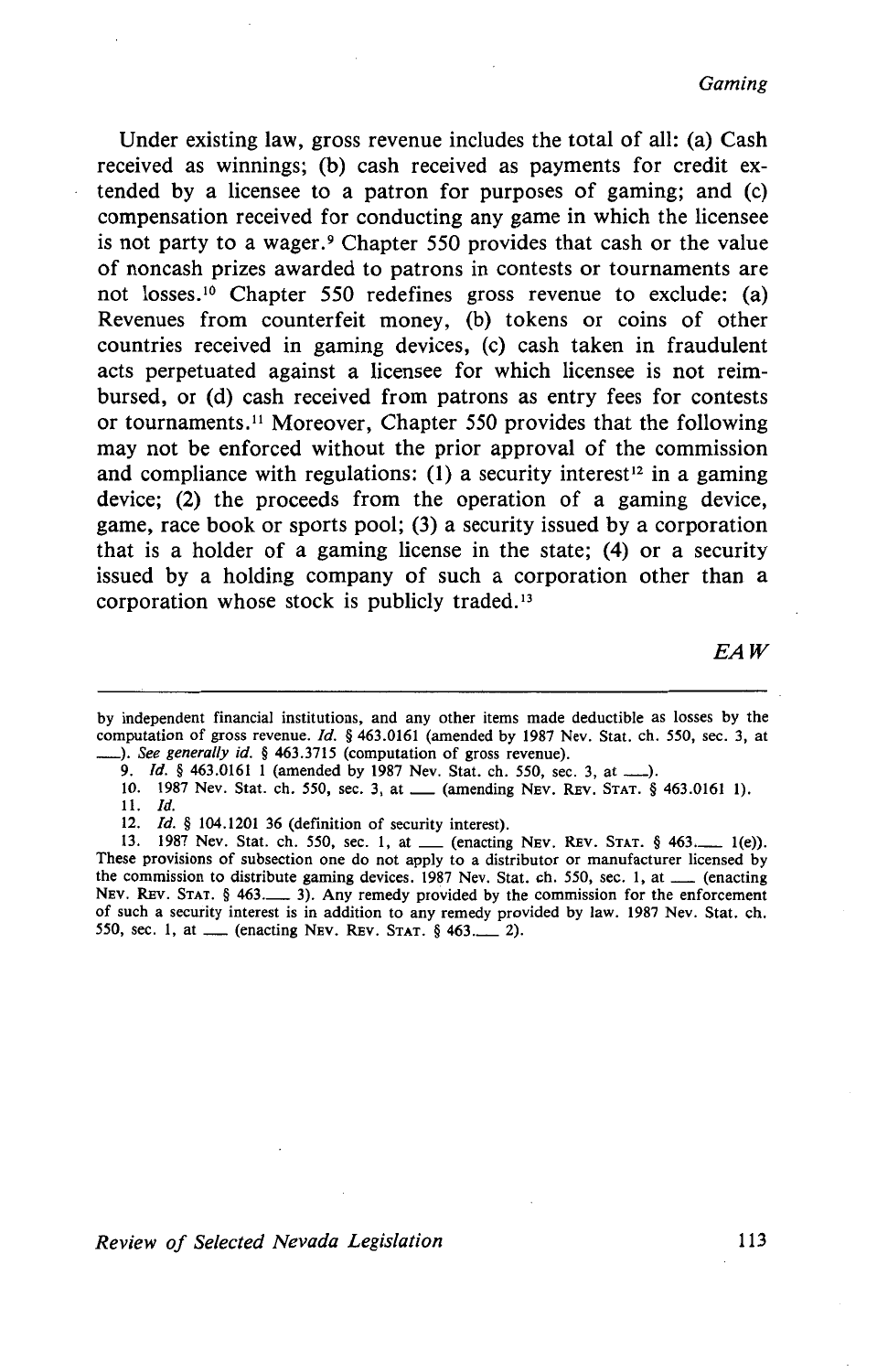Under existing law, gross revenue includes the total of all: (a) Cash received as winnings; (b) cash received as payments for credit extended by a licensee to a patron for purposes of gaming; and (c) compensation received for conducting any game in which the licensee is not party to a wager.[9] Chapter 550 provides that cash or the value of noncash prizes awarded to patrons in contests or tournaments are not losses.[10] Chapter 550 redefines gross revenue to exclude: (a) Revenues from counterfeit money, (b) tokens or coins of other countries received in gaming devices, (c) cash taken in fraudulent acts perpetuated against a licensee for which licensee is not reimbursed, or (d) cash received from patrons as entry fees for contests or tournaments.[11] Moreover, Chapter 550 provides that the following may not be enforced without the prior approval of the commission and compliance with regulations: (1) a security interest[12] in a gaming device; (2) the proceeds from the operation of a gaming device, game, race book or sports pool; (3) a security issued by a corporation that is a holder of a gaming license in the state; (4) or a security issued by a holding company of such a corporation other than a corporation whose stock is publicly traded.[13]

*EAW*

---

by independent financial institutions, and any other items made deductible as losses by the computation of gross revenue. *Id.* § 463.0161 (amended by 1987 Nev. Stat. ch. 550, sec. 3, at \_\_\_). *See generally id.* § 463.3715 (computation of gross revenue).

9. *Id.* § 463.0161 1 (amended by 1987 Nev. Stat. ch. 550, sec. 3, at \_\_\_).

10. 1987 Nev. Stat. ch. 550, sec. 3, at \_\_\_ (amending NEV. REV. STAT. § 463.0161 1).

11. *Id.*

12. *Id.* § 104.1201 36 (definition of security interest).

13. 1987 Nev. Stat. ch. 550, sec. 1, at \_\_\_ (enacting NEV. REV. STAT. § 463.\_\_\_ 1(e)). These provisions of subsection one do not apply to a distributor or manufacturer licensed by the commission to distribute gaming devices. 1987 Nev. Stat. ch. 550, sec. 1, at \_\_\_ (enacting NEV. REV. STAT. § 463.\_\_\_ 3). Any remedy provided by the commission for the enforcement of such a security interest is in addition to any remedy provided by law. 1987 Nev. Stat. ch. 550, sec. 1, at \_\_\_ (enacting NEV. REV. STAT. § 463.\_\_\_ 2).